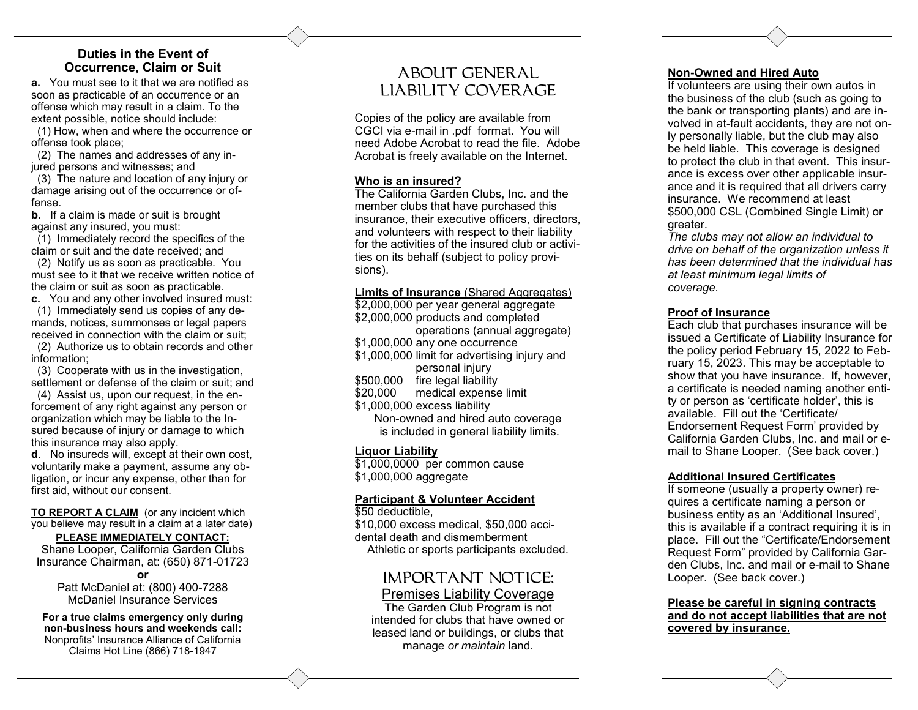## Duties in the Event of Occurrence, Claim or Suit

**a.** You must see to it that we are notified as soon as practicable of an occurrence or an offense which may result in a claim. To the extent possible, notice should include:

(1) How, when and where the occurrence or offense took place;

(2) The names and addresses of any injured persons and witnesses; and

(3) The nature and location of any injury or damage arising out of the occurrence or offense.

**b.** If a claim is made or suit is brought against any insured, you must:

(1) Immediately record the specifics of the claim or suit and the date received; and

(2) Notify us as soon as practicable. You must see to it that we receive written notice of the claim or suit as soon as practicable.

**c.** You and any other involved insured must:

(1) Immediately send us copies of any demands, notices, summonses or legal papers received in connection with the claim or suit;

(2) Authorize us to obtain records and other information;

(3) Cooperate with us in the investigation, settlement or defense of the claim or suit; and

(4) Assist us, upon our request, in the enforcement of any right against any person or organization which may be liable to the Insured because of injury or damage to which this insurance may also apply.

**d**. No insureds will, except at their own cost, voluntarily make a payment, assume any obligation, or incur any expense, other than for first aid, without our consent.

**TO REPORT A CLAIM** (or any incident which you believe may result in a claim at a later date)

**PLEASE IMMEDIATELY CONTACT:**

Shane Looper, California Garden Clubs Insurance Chairman, at: (650) 871-01723

**or**

Patt McDaniel at: (800) 400-7288
McDaniel Insurance Services

**For a true claims emergency only during non-business hours and weekends call:**
Nonprofits' Insurance Alliance of California
Claims Hot Line (866) 718-1947

# ABOUT GENERAL LIABILITY COVERAGE

Copies of the policy are available from CGCI via e-mail in .pdf format. You will need Adobe Acrobat to read the file. Adobe Acrobat is freely available on the Internet.

**Who is an insured?**

The California Garden Clubs, Inc. and the member clubs that have purchased this insurance, their executive officers, directors, and volunteers with respect to their liability for the activities of the insured club or activities on its behalf (subject to policy provisions).

**Limits of Insurance** (Shared Aggregates)

$2,000,000 per year general aggregate
$2,000,000 products and completed operations (annual aggregate)
$1,000,000 any one occurrence
$1,000,000 limit for advertising injury and personal injury
$500,000 fire legal liability
$20,000 medical expense limit
$1,000,000 excess liability

Non-owned and hired auto coverage is included in general liability limits.

**Liquor Liability**

$1,000,0000 per common cause
$1,000,000 aggregate

**Participant & Volunteer Accident**

$50 deductible,
$10,000 excess medical, $50,000 accidental death and dismemberment
Athletic or sports participants excluded.

# IMPORTANT NOTICE:

## Premises Liability Coverage

The Garden Club Program is not intended for clubs that have owned or leased land or buildings, or clubs that manage *or maintain* land.

**Non-Owned and Hired Auto**

If volunteers are using their own autos in the business of the club (such as going to the bank or transporting plants) and are involved in at-fault accidents, they are not only personally liable, but the club may also be held liable. This coverage is designed to protect the club in that event. This insurance is excess over other applicable insurance and it is required that all drivers carry insurance. We recommend at least $500,000 CSL (Combined Single Limit) or greater.

*The clubs may not allow an individual to drive on behalf of the organization unless it has been determined that the individual has at least minimum legal limits of coverage.*

**Proof of Insurance**

Each club that purchases insurance will be issued a Certificate of Liability Insurance for the policy period February 15, 2022 to February 15, 2023. This may be acceptable to show that you have insurance. If, however, a certificate is needed naming another entity or person as 'certificate holder', this is available. Fill out the 'Certificate/Endorsement Request Form' provided by California Garden Clubs, Inc. and mail or e-mail to Shane Looper. (See back cover.)

**Additional Insured Certificates**

If someone (usually a property owner) requires a certificate naming a person or business entity as an 'Additional Insured', this is available if a contract requiring it is in place. Fill out the "Certificate/Endorsement Request Form" provided by California Garden Clubs, Inc. and mail or e-mail to Shane Looper. (See back cover.)

**Please be careful in signing contracts and do not accept liabilities that are not covered by insurance.**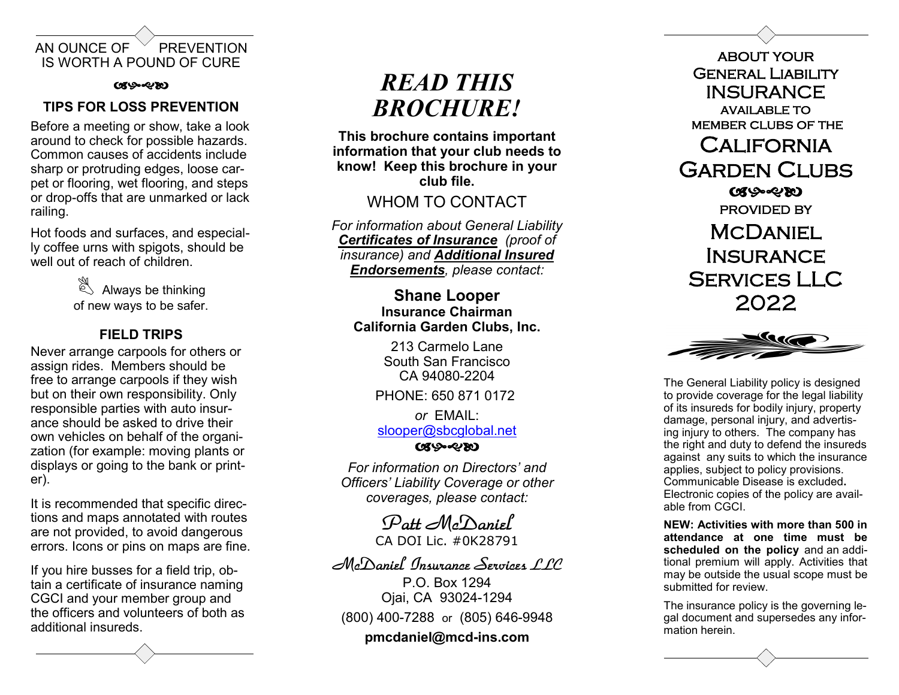AN OUNCE OF PREVENTION IS WORTH A POUND OF CURE

### TIPS FOR LOSS PREVENTION

Before a meeting or show, take a look around to check for possible hazards. Common causes of accidents include sharp or protruding edges, loose carpet or flooring, wet flooring, and steps or drop-offs that are unmarked or lack railing.

Hot foods and surfaces, and especially coffee urns with spigots, should be well out of reach of children.

Always be thinking of new ways to be safer.

### FIELD TRIPS

Never arrange carpools for others or assign rides. Members should be free to arrange carpools if they wish but on their own responsibility. Only responsible parties with auto insurance should be asked to drive their own vehicles on behalf of the organization (for example: moving plants or displays or going to the bank or printer).

It is recommended that specific directions and maps annotated with routes are not provided, to avoid dangerous errors. Icons or pins on maps are fine.

If you hire busses for a field trip, obtain a certificate of insurance naming CGCI and your member group and the officers and volunteers of both as additional insureds.

# *READ THIS BROCHURE!*

**This brochure contains important information that your club needs to know! Keep this brochure in your club file.**

## WHOM TO CONTACT

*For information about General Liability* ***Certificates of Insurance*** *(proof of insurance) and* ***Additional Insured Endorsements****, please contact:*

**Shane Looper**
**Insurance Chairman**
**California Garden Clubs, Inc.**

213 Carmelo Lane
South San Francisco
CA 94080-2204

PHONE: 650 871 0172

*or* EMAIL:
slooper@sbcglobal.net

*For information on Directors' and Officers' Liability Coverage or other coverages, please contact:*

Patt McDaniel
CA DOI Lic. #0K28791

McDaniel Insurance Services LLC
P.O. Box 1294
Ojai, CA 93024-1294

(800) 400-7288 or (805) 646-9948

**pmcdaniel@mcd-ins.com**

# ABOUT YOUR GENERAL LIABILITY INSURANCE AVAILABLE TO MEMBER CLUBS OF THE CALIFORNIA GARDEN CLUBS

PROVIDED BY

## McDANIEL INSURANCE SERVICES LLC 2022

The General Liability policy is designed to provide coverage for the legal liability of its insureds for bodily injury, property damage, personal injury, and advertising injury to others. The company has the right and duty to defend the insureds against any suits to which the insurance applies, subject to policy provisions. Communicable Disease is excluded**.** Electronic copies of the policy are available from CGCI.

**NEW: Activities with more than 500 in attendance at one time must be scheduled on the policy** and an additional premium will apply. Activities that may be outside the usual scope must be submitted for review.

The insurance policy is the governing legal document and supersedes any information herein.